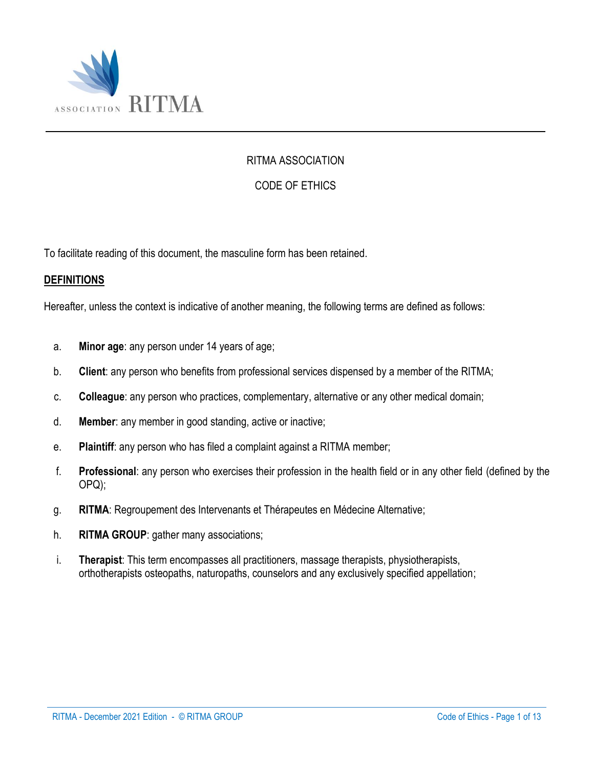ASSOCIATION RITMA

# RITMA ASSOCIATION

# CODE OF ETHICS

To facilitate reading of this document, the masculine form has been retained.

## DEFINITIONS

Hereafter, unless the context is indicative of another meaning, the following terms are defined as follows:

a. **Minor age**: any person under 14 years of age;

b. **Client**: any person who benefits from professional services dispensed by a member of the RITMA;

c. **Colleague**: any person who practices, complementary, alternative or any other medical domain;

d. **Member**: any member in good standing, active or inactive;

e. **Plaintiff**: any person who has filed a complaint against a RITMA member;

f. **Professional**: any person who exercises their profession in the health field or in any other field (defined by the OPQ);

g. **RITMA**: Regroupement des Intervenants et Thérapeutes en Médecine Alternative;

h. **RITMA GROUP**: gather many associations;

i. **Therapist**: This term encompasses all practitioners, massage therapists, physiotherapists, orthotherapists osteopaths, naturopaths, counselors and any exclusively specified appellation;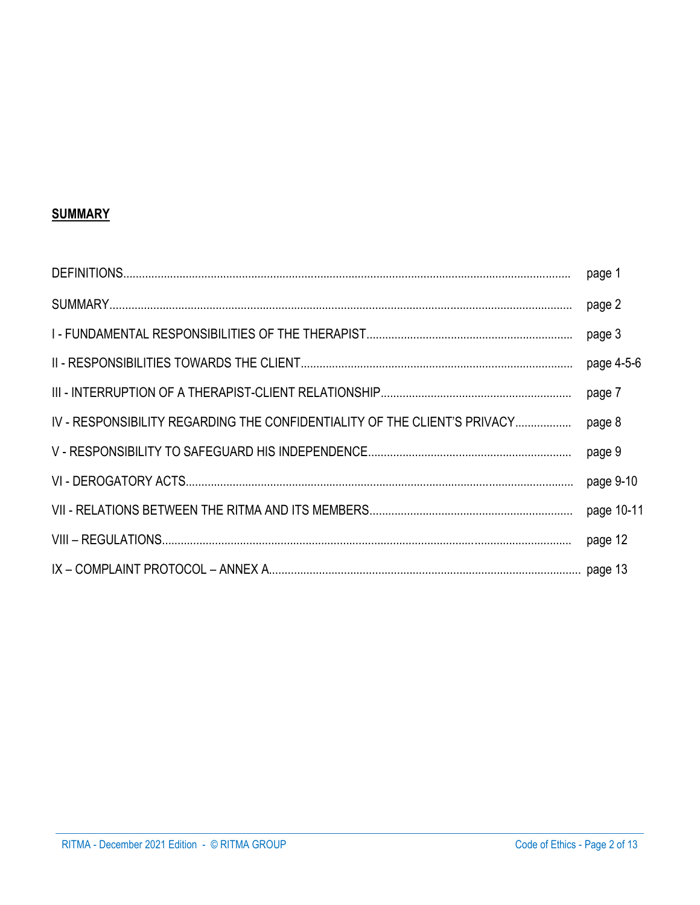## SUMMARY

| | |
|---|---|
| DEFINITIONS | page 1 |
| SUMMARY | page 2 |
| I - FUNDAMENTAL RESPONSIBILITIES OF THE THERAPIST | page 3 |
| II - RESPONSIBILITIES TOWARDS THE CLIENT | page 4-5-6 |
| III - INTERRUPTION OF A THERAPIST-CLIENT RELATIONSHIP | page 7 |
| IV - RESPONSIBILITY REGARDING THE CONFIDENTIALITY OF THE CLIENT'S PRIVACY | page 8 |
| V - RESPONSIBILITY TO SAFEGUARD HIS INDEPENDENCE | page 9 |
| VI - DEROGATORY ACTS | page 9-10 |
| VII - RELATIONS BETWEEN THE RITMA AND ITS MEMBERS | page 10-11 |
| VIII – REGULATIONS | page 12 |
| IX – COMPLAINT PROTOCOL – ANNEX A | page 13 |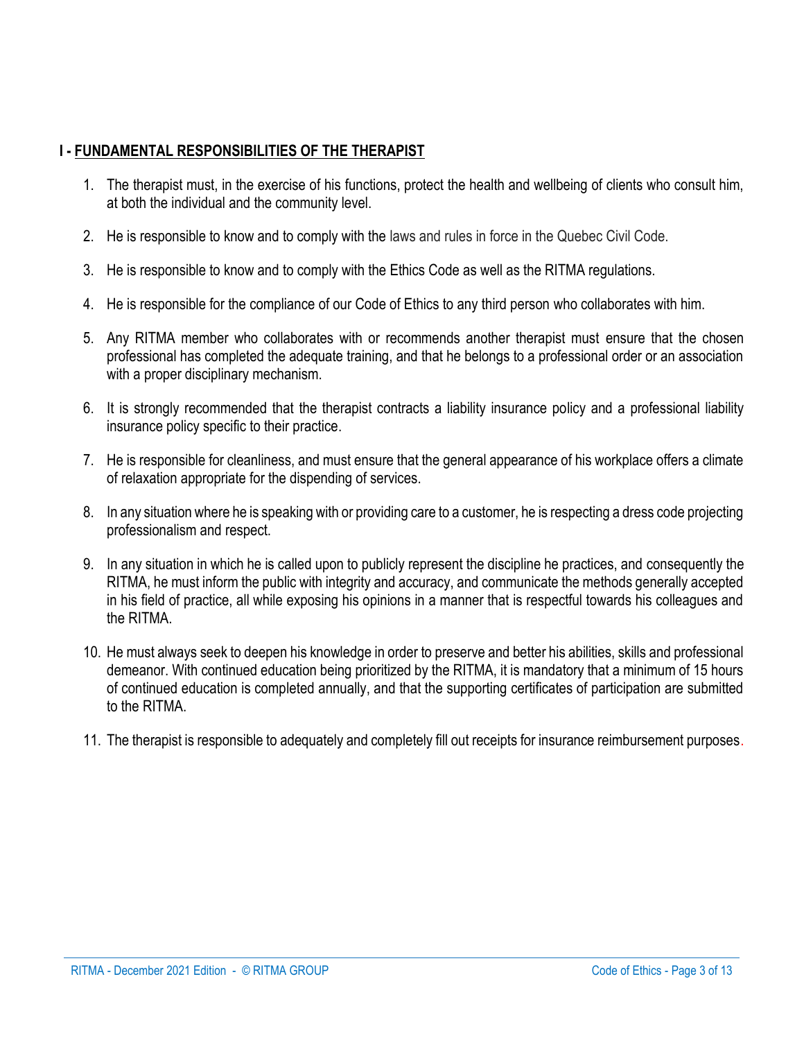## I - FUNDAMENTAL RESPONSIBILITIES OF THE THERAPIST

1. The therapist must, in the exercise of his functions, protect the health and wellbeing of clients who consult him, at both the individual and the community level.

2. He is responsible to know and to comply with the laws and rules in force in the Quebec Civil Code.

3. He is responsible to know and to comply with the Ethics Code as well as the RITMA regulations.

4. He is responsible for the compliance of our Code of Ethics to any third person who collaborates with him.

5. Any RITMA member who collaborates with or recommends another therapist must ensure that the chosen professional has completed the adequate training, and that he belongs to a professional order or an association with a proper disciplinary mechanism.

6. It is strongly recommended that the therapist contracts a liability insurance policy and a professional liability insurance policy specific to their practice.

7. He is responsible for cleanliness, and must ensure that the general appearance of his workplace offers a climate of relaxation appropriate for the dispending of services.

8. In any situation where he is speaking with or providing care to a customer, he is respecting a dress code projecting professionalism and respect.

9. In any situation in which he is called upon to publicly represent the discipline he practices, and consequently the RITMA, he must inform the public with integrity and accuracy, and communicate the methods generally accepted in his field of practice, all while exposing his opinions in a manner that is respectful towards his colleagues and the RITMA.

10. He must always seek to deepen his knowledge in order to preserve and better his abilities, skills and professional demeanor. With continued education being prioritized by the RITMA, it is mandatory that a minimum of 15 hours of continued education is completed annually, and that the supporting certificates of participation are submitted to the RITMA.

11. The therapist is responsible to adequately and completely fill out receipts for insurance reimbursement purposes.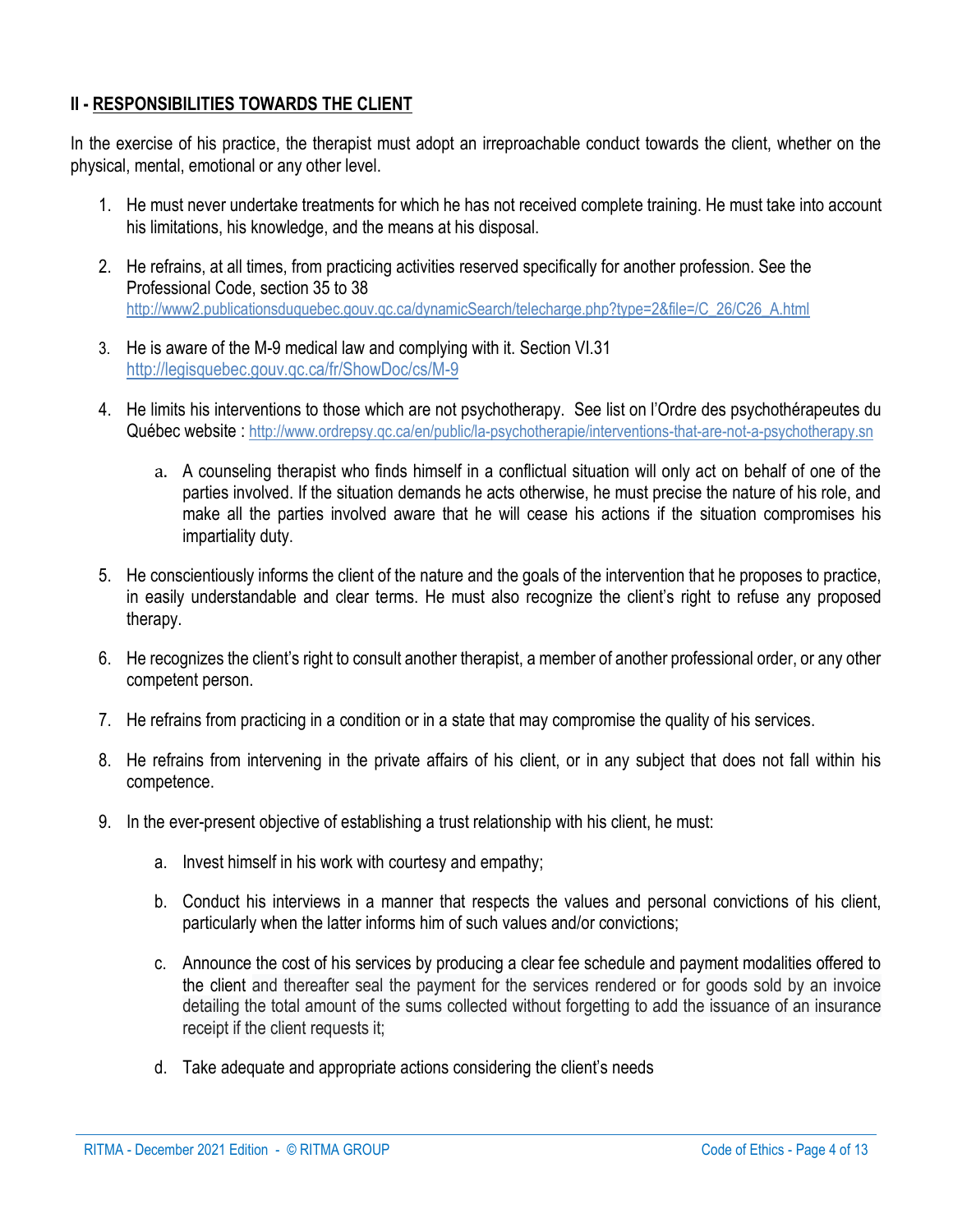## II - **RESPONSIBILITIES TOWARDS THE CLIENT**

In the exercise of his practice, the therapist must adopt an irreproachable conduct towards the client, whether on the physical, mental, emotional or any other level.

1. He must never undertake treatments for which he has not received complete training. He must take into account his limitations, his knowledge, and the means at his disposal.

2. He refrains, at all times, from practicing activities reserved specifically for another profession. See the Professional Code, section 35 to 38
   http://www2.publicationsduquebec.gouv.qc.ca/dynamicSearch/telecharge.php?type=2&file=/C_26/C26_A.html

3. He is aware of the M-9 medical law and complying with it. Section VI.31
   http://legisquebec.gouv.qc.ca/fr/ShowDoc/cs/M-9

4. He limits his interventions to those which are not psychotherapy. See list on l'Ordre des psychothérapeutes du Québec website : http://www.ordrepsy.qc.ca/en/public/la-psychotherapie/interventions-that-are-not-a-psychotherapy.sn

   a. A counseling therapist who finds himself in a conflictual situation will only act on behalf of one of the parties involved. If the situation demands he acts otherwise, he must precise the nature of his role, and make all the parties involved aware that he will cease his actions if the situation compromises his impartiality duty.

5. He conscientiously informs the client of the nature and the goals of the intervention that he proposes to practice, in easily understandable and clear terms. He must also recognize the client's right to refuse any proposed therapy.

6. He recognizes the client's right to consult another therapist, a member of another professional order, or any other competent person.

7. He refrains from practicing in a condition or in a state that may compromise the quality of his services.

8. He refrains from intervening in the private affairs of his client, or in any subject that does not fall within his competence.

9. In the ever-present objective of establishing a trust relationship with his client, he must:

   a. Invest himself in his work with courtesy and empathy;

   b. Conduct his interviews in a manner that respects the values and personal convictions of his client, particularly when the latter informs him of such values and/or convictions;

   c. Announce the cost of his services by producing a clear fee schedule and payment modalities offered to the client and thereafter seal the payment for the services rendered or for goods sold by an invoice detailing the total amount of the sums collected without forgetting to add the issuance of an insurance receipt if the client requests it;

   d. Take adequate and appropriate actions considering the client's needs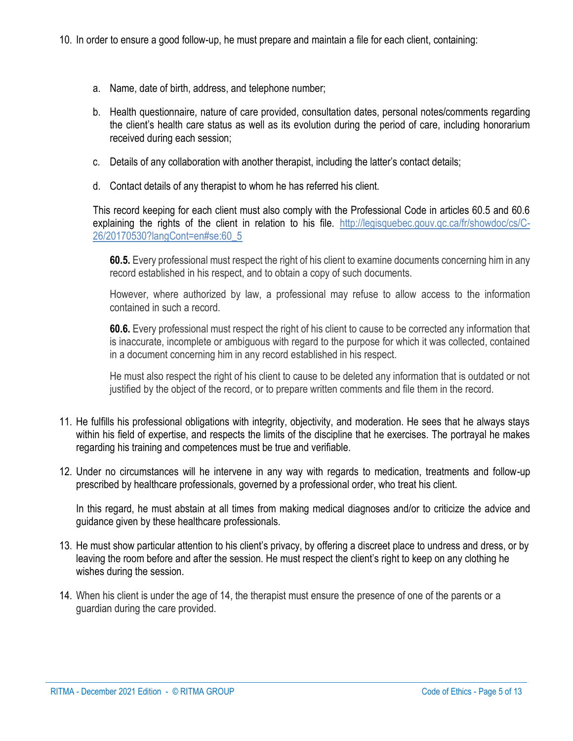10. In order to ensure a good follow-up, he must prepare and maintain a file for each client, containing:

    a. Name, date of birth, address, and telephone number;

    b. Health questionnaire, nature of care provided, consultation dates, personal notes/comments regarding the client's health care status as well as its evolution during the period of care, including honorarium received during each session;

    c. Details of any collaboration with another therapist, including the latter's contact details;

    d. Contact details of any therapist to whom he has referred his client.

    This record keeping for each client must also comply with the Professional Code in articles 60.5 and 60.6 explaining the rights of the client in relation to his file. [http://legisquebec.gouv.qc.ca/fr/showdoc/cs/C-26/20170530?langCont=en#se:60_5](http://legisquebec.gouv.qc.ca/fr/showdoc/cs/C-26/20170530?langCont=en#se:60_5)

    > **60.5.** Every professional must respect the right of his client to examine documents concerning him in any record established in his respect, and to obtain a copy of such documents.
    >
    > However, where authorized by law, a professional may refuse to allow access to the information contained in such a record.
    >
    > **60.6.** Every professional must respect the right of his client to cause to be corrected any information that is inaccurate, incomplete or ambiguous with regard to the purpose for which it was collected, contained in a document concerning him in any record established in his respect.
    >
    > He must also respect the right of his client to cause to be deleted any information that is outdated or not justified by the object of the record, or to prepare written comments and file them in the record.

11. He fulfills his professional obligations with integrity, objectivity, and moderation. He sees that he always stays within his field of expertise, and respects the limits of the discipline that he exercises. The portrayal he makes regarding his training and competences must be true and verifiable.

12. Under no circumstances will he intervene in any way with regards to medication, treatments and follow-up prescribed by healthcare professionals, governed by a professional order, who treat his client.

    In this regard, he must abstain at all times from making medical diagnoses and/or to criticize the advice and guidance given by these healthcare professionals.

13. He must show particular attention to his client's privacy, by offering a discreet place to undress and dress, or by leaving the room before and after the session. He must respect the client's right to keep on any clothing he wishes during the session.

14. When his client is under the age of 14, the therapist must ensure the presence of one of the parents or a guardian during the care provided.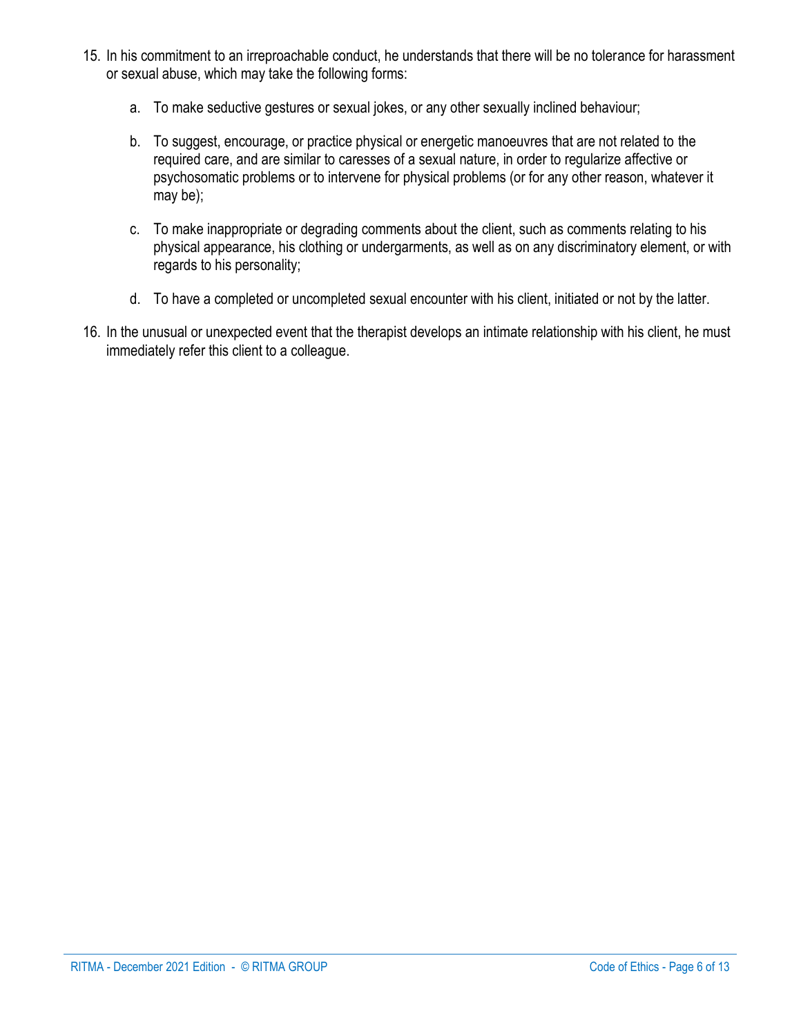15. In his commitment to an irreproachable conduct, he understands that there will be no tolerance for harassment or sexual abuse, which may take the following forms:

    a. To make seductive gestures or sexual jokes, or any other sexually inclined behaviour;

    b. To suggest, encourage, or practice physical or energetic manoeuvres that are not related to the required care, and are similar to caresses of a sexual nature, in order to regularize affective or psychosomatic problems or to intervene for physical problems (or for any other reason, whatever it may be);

    c. To make inappropriate or degrading comments about the client, such as comments relating to his physical appearance, his clothing or undergarments, as well as on any discriminatory element, or with regards to his personality;

    d. To have a completed or uncompleted sexual encounter with his client, initiated or not by the latter.

16. In the unusual or unexpected event that the therapist develops an intimate relationship with his client, he must immediately refer this client to a colleague.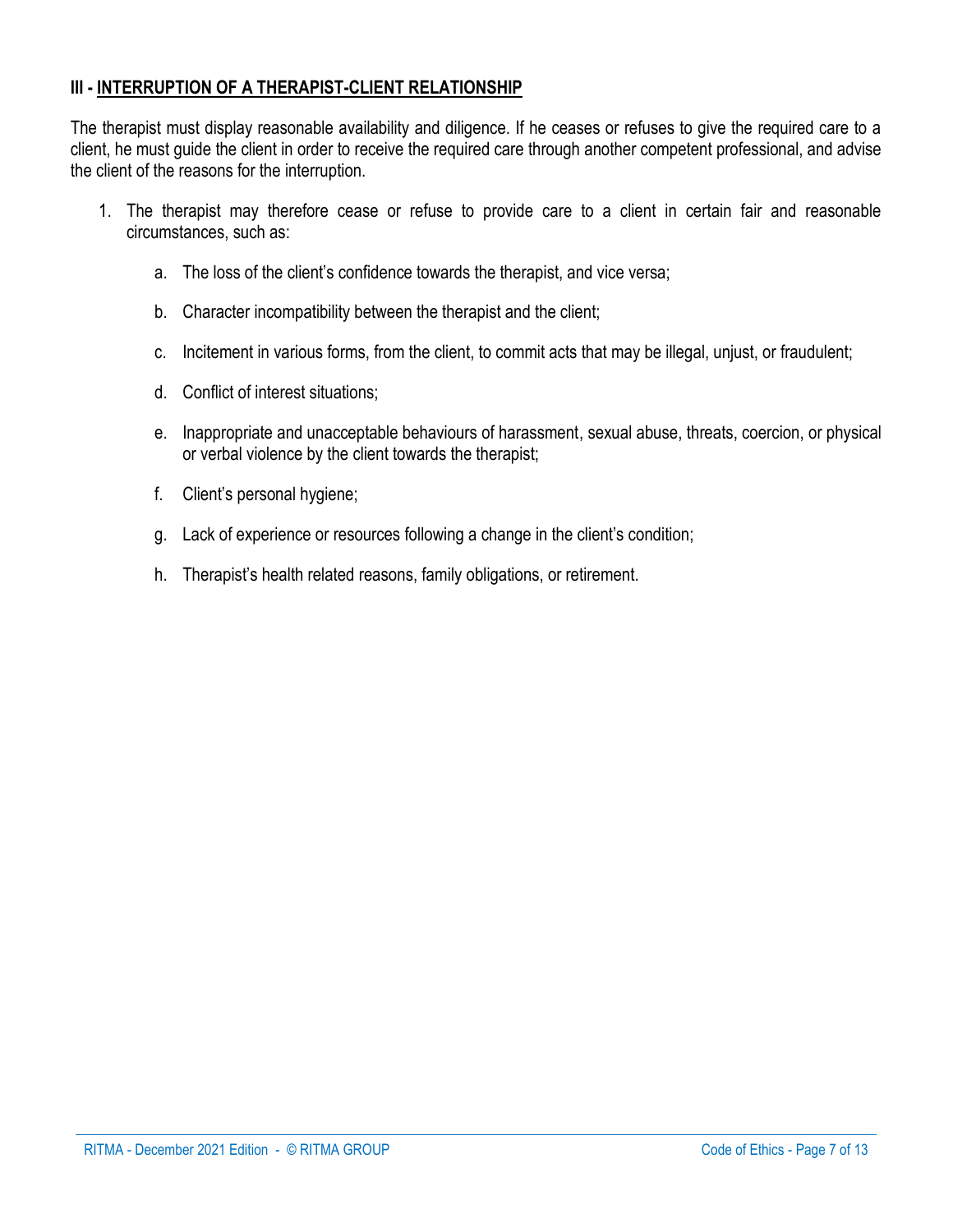## III - INTERRUPTION OF A THERAPIST-CLIENT RELATIONSHIP

The therapist must display reasonable availability and diligence. If he ceases or refuses to give the required care to a client, he must guide the client in order to receive the required care through another competent professional, and advise the client of the reasons for the interruption.

1. The therapist may therefore cease or refuse to provide care to a client in certain fair and reasonable circumstances, such as:

    a. The loss of the client's confidence towards the therapist, and vice versa;

    b. Character incompatibility between the therapist and the client;

    c. Incitement in various forms, from the client, to commit acts that may be illegal, unjust, or fraudulent;

    d. Conflict of interest situations;

    e. Inappropriate and unacceptable behaviours of harassment, sexual abuse, threats, coercion, or physical or verbal violence by the client towards the therapist;

    f. Client's personal hygiene;

    g. Lack of experience or resources following a change in the client's condition;

    h. Therapist's health related reasons, family obligations, or retirement.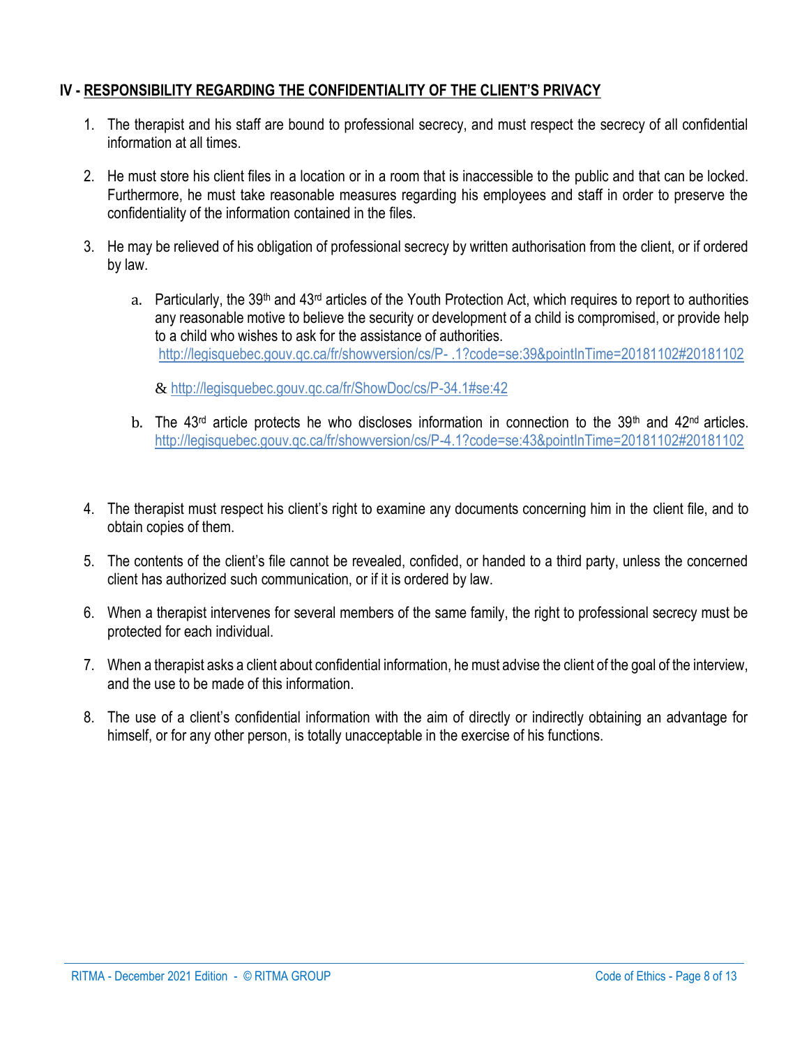## IV - RESPONSIBILITY REGARDING THE CONFIDENTIALITY OF THE CLIENT'S PRIVACY

1. The therapist and his staff are bound to professional secrecy, and must respect the secrecy of all confidential information at all times.

2. He must store his client files in a location or in a room that is inaccessible to the public and that can be locked. Furthermore, he must take reasonable measures regarding his employees and staff in order to preserve the confidentiality of the information contained in the files.

3. He may be relieved of his obligation of professional secrecy by written authorisation from the client, or if ordered by law.

   a. Particularly, the 39th and 43rd articles of the Youth Protection Act, which requires to report to authorities any reasonable motive to believe the security or development of a child is compromised, or provide help to a child who wishes to ask for the assistance of authorities.
   http://legisquebec.gouv.qc.ca/fr/showversion/cs/P- .1?code=se:39&pointInTime=20181102#20181102

   & http://legisquebec.gouv.qc.ca/fr/ShowDoc/cs/P-34.1#se:42

   b. The 43rd article protects he who discloses information in connection to the 39th and 42nd articles. http://legisquebec.gouv.qc.ca/fr/showversion/cs/P-4.1?code=se:43&pointInTime=20181102#20181102

4. The therapist must respect his client's right to examine any documents concerning him in the client file, and to obtain copies of them.

5. The contents of the client's file cannot be revealed, confided, or handed to a third party, unless the concerned client has authorized such communication, or if it is ordered by law.

6. When a therapist intervenes for several members of the same family, the right to professional secrecy must be protected for each individual.

7. When a therapist asks a client about confidential information, he must advise the client of the goal of the interview, and the use to be made of this information.

8. The use of a client's confidential information with the aim of directly or indirectly obtaining an advantage for himself, or for any other person, is totally unacceptable in the exercise of his functions.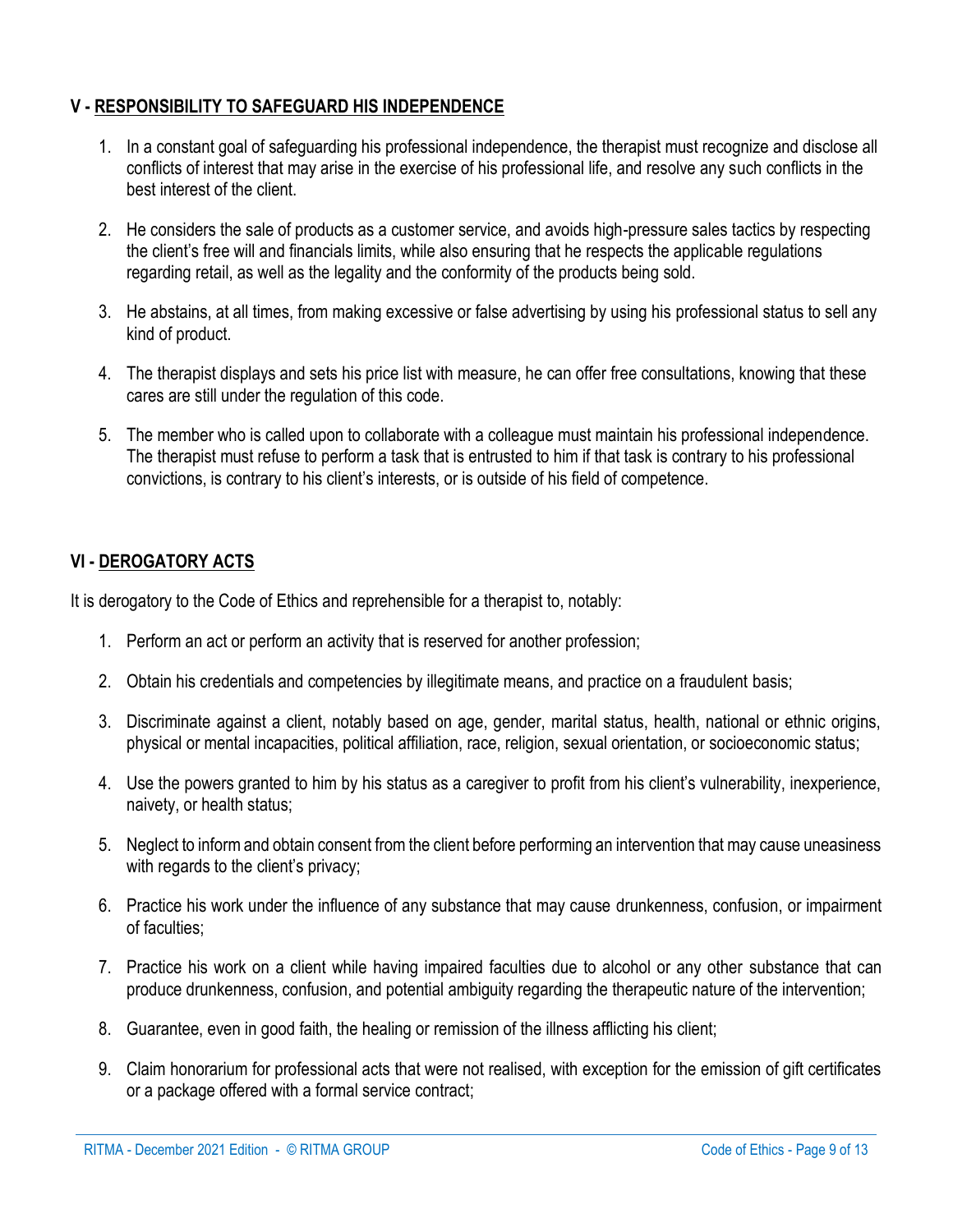## V - RESPONSIBILITY TO SAFEGUARD HIS INDEPENDENCE

1. In a constant goal of safeguarding his professional independence, the therapist must recognize and disclose all conflicts of interest that may arise in the exercise of his professional life, and resolve any such conflicts in the best interest of the client.

2. He considers the sale of products as a customer service, and avoids high-pressure sales tactics by respecting the client's free will and financials limits, while also ensuring that he respects the applicable regulations regarding retail, as well as the legality and the conformity of the products being sold.

3. He abstains, at all times, from making excessive or false advertising by using his professional status to sell any kind of product.

4. The therapist displays and sets his price list with measure, he can offer free consultations, knowing that these cares are still under the regulation of this code.

5. The member who is called upon to collaborate with a colleague must maintain his professional independence. The therapist must refuse to perform a task that is entrusted to him if that task is contrary to his professional convictions, is contrary to his client's interests, or is outside of his field of competence.

## VI - DEROGATORY ACTS

It is derogatory to the Code of Ethics and reprehensible for a therapist to, notably:

1. Perform an act or perform an activity that is reserved for another profession;

2. Obtain his credentials and competencies by illegitimate means, and practice on a fraudulent basis;

3. Discriminate against a client, notably based on age, gender, marital status, health, national or ethnic origins, physical or mental incapacities, political affiliation, race, religion, sexual orientation, or socioeconomic status;

4. Use the powers granted to him by his status as a caregiver to profit from his client's vulnerability, inexperience, naivety, or health status;

5. Neglect to inform and obtain consent from the client before performing an intervention that may cause uneasiness with regards to the client's privacy;

6. Practice his work under the influence of any substance that may cause drunkenness, confusion, or impairment of faculties;

7. Practice his work on a client while having impaired faculties due to alcohol or any other substance that can produce drunkenness, confusion, and potential ambiguity regarding the therapeutic nature of the intervention;

8. Guarantee, even in good faith, the healing or remission of the illness afflicting his client;

9. Claim honorarium for professional acts that were not realised, with exception for the emission of gift certificates or a package offered with a formal service contract;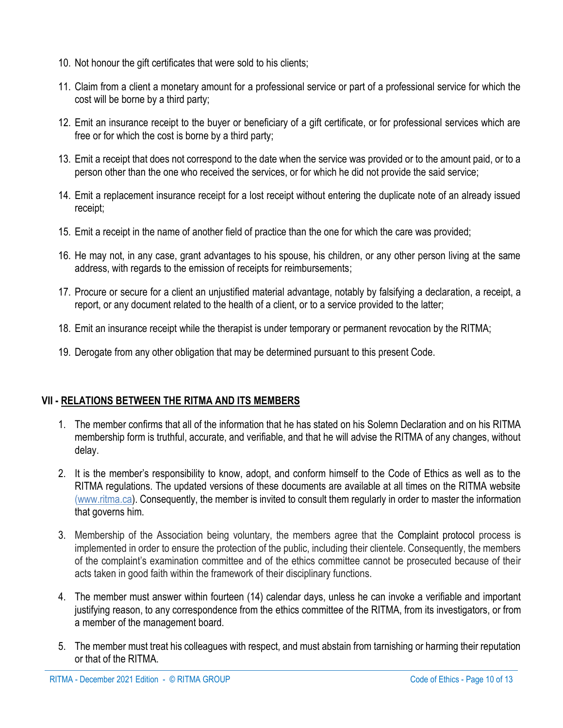10. Not honour the gift certificates that were sold to his clients;
11. Claim from a client a monetary amount for a professional service or part of a professional service for which the cost will be borne by a third party;
12. Emit an insurance receipt to the buyer or beneficiary of a gift certificate, or for professional services which are free or for which the cost is borne by a third party;
13. Emit a receipt that does not correspond to the date when the service was provided or to the amount paid, or to a person other than the one who received the services, or for which he did not provide the said service;
14. Emit a replacement insurance receipt for a lost receipt without entering the duplicate note of an already issued receipt;
15. Emit a receipt in the name of another field of practice than the one for which the care was provided;
16. He may not, in any case, grant advantages to his spouse, his children, or any other person living at the same address, with regards to the emission of receipts for reimbursements;
17. Procure or secure for a client an unjustified material advantage, notably by falsifying a declaration, a receipt, a report, or any document related to the health of a client, or to a service provided to the latter;
18. Emit an insurance receipt while the therapist is under temporary or permanent revocation by the RITMA;
19. Derogate from any other obligation that may be determined pursuant to this present Code.

## VII - RELATIONS BETWEEN THE RITMA AND ITS MEMBERS

1. The member confirms that all of the information that he has stated on his Solemn Declaration and on his RITMA membership form is truthful, accurate, and verifiable, and that he will advise the RITMA of any changes, without delay.
2. It is the member's responsibility to know, adopt, and conform himself to the Code of Ethics as well as to the RITMA regulations. The updated versions of these documents are available at all times on the RITMA website (www.ritma.ca). Consequently, the member is invited to consult them regularly in order to master the information that governs him.
3. Membership of the Association being voluntary, the members agree that the Complaint protocol process is implemented in order to ensure the protection of the public, including their clientele. Consequently, the members of the complaint's examination committee and of the ethics committee cannot be prosecuted because of their acts taken in good faith within the framework of their disciplinary functions.
4. The member must answer within fourteen (14) calendar days, unless he can invoke a verifiable and important justifying reason, to any correspondence from the ethics committee of the RITMA, from its investigators, or from a member of the management board.
5. The member must treat his colleagues with respect, and must abstain from tarnishing or harming their reputation or that of the RITMA.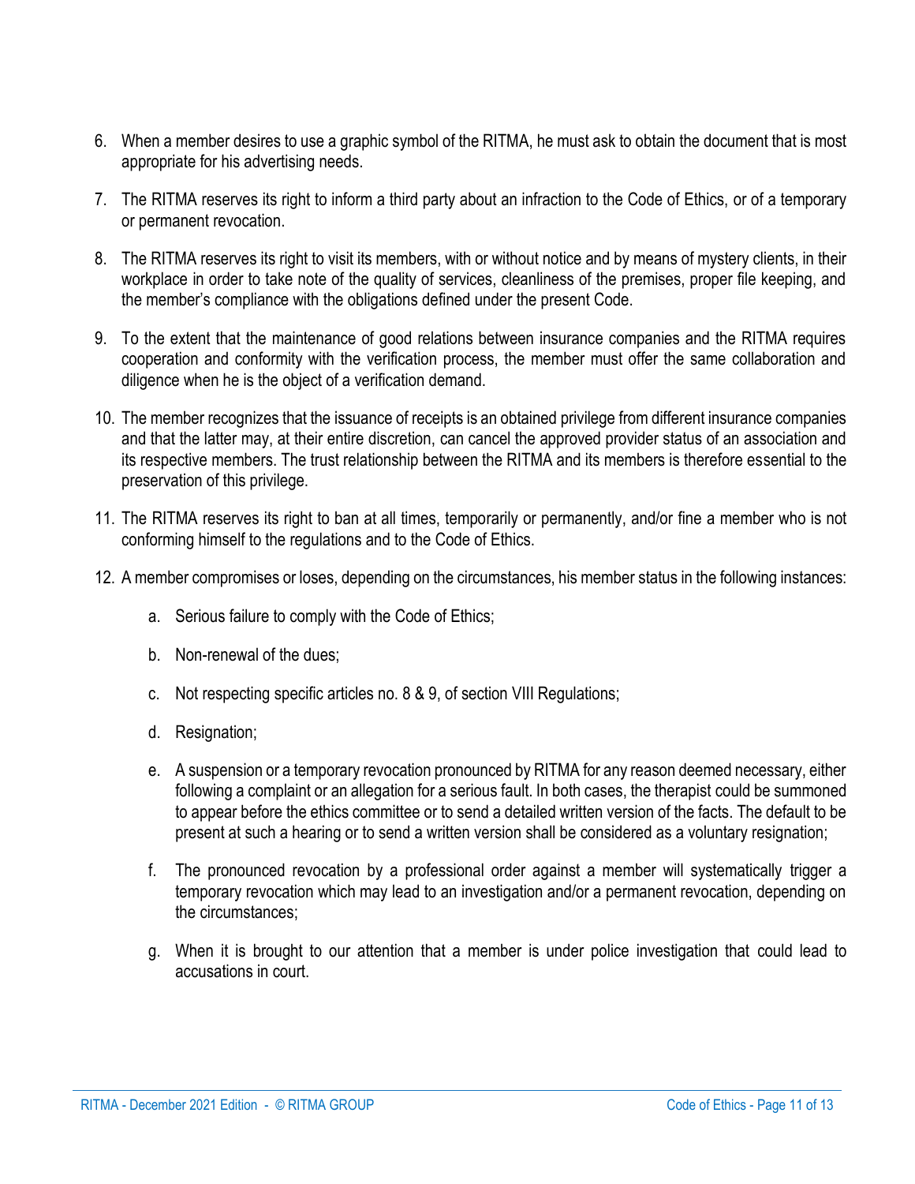6. When a member desires to use a graphic symbol of the RITMA, he must ask to obtain the document that is most appropriate for his advertising needs.

7. The RITMA reserves its right to inform a third party about an infraction to the Code of Ethics, or of a temporary or permanent revocation.

8. The RITMA reserves its right to visit its members, with or without notice and by means of mystery clients, in their workplace in order to take note of the quality of services, cleanliness of the premises, proper file keeping, and the member's compliance with the obligations defined under the present Code.

9. To the extent that the maintenance of good relations between insurance companies and the RITMA requires cooperation and conformity with the verification process, the member must offer the same collaboration and diligence when he is the object of a verification demand.

10. The member recognizes that the issuance of receipts is an obtained privilege from different insurance companies and that the latter may, at their entire discretion, can cancel the approved provider status of an association and its respective members. The trust relationship between the RITMA and its members is therefore essential to the preservation of this privilege.

11. The RITMA reserves its right to ban at all times, temporarily or permanently, and/or fine a member who is not conforming himself to the regulations and to the Code of Ethics.

12. A member compromises or loses, depending on the circumstances, his member status in the following instances:

    a. Serious failure to comply with the Code of Ethics;

    b. Non-renewal of the dues;

    c. Not respecting specific articles no. 8 & 9, of section VIII Regulations;

    d. Resignation;

    e. A suspension or a temporary revocation pronounced by RITMA for any reason deemed necessary, either following a complaint or an allegation for a serious fault. In both cases, the therapist could be summoned to appear before the ethics committee or to send a detailed written version of the facts. The default to be present at such a hearing or to send a written version shall be considered as a voluntary resignation;

    f. The pronounced revocation by a professional order against a member will systematically trigger a temporary revocation which may lead to an investigation and/or a permanent revocation, depending on the circumstances;

    g. When it is brought to our attention that a member is under police investigation that could lead to accusations in court.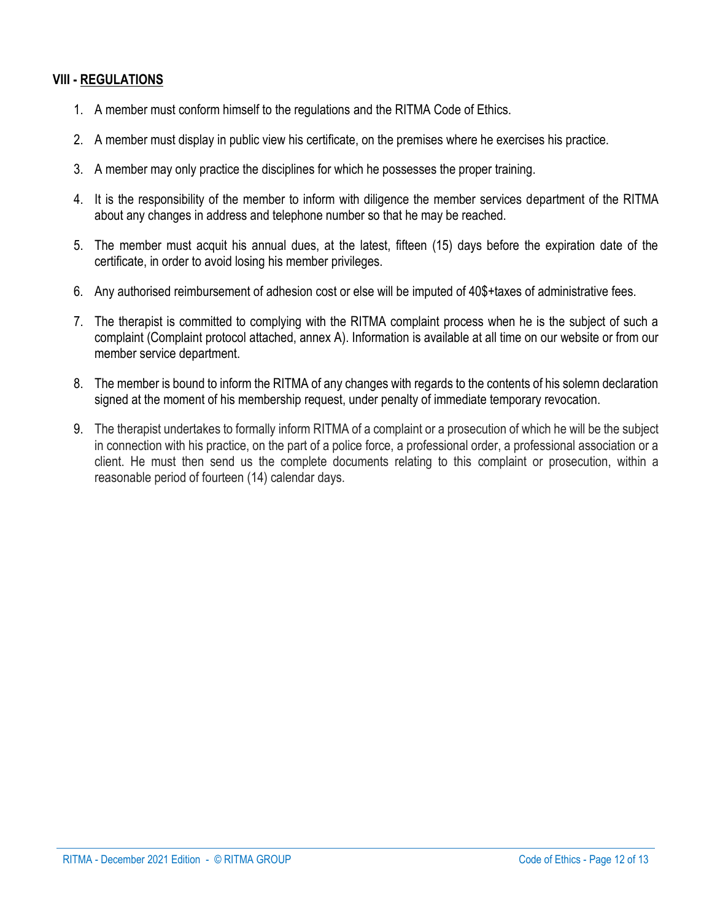## VIII - REGULATIONS

1. A member must conform himself to the regulations and the RITMA Code of Ethics.
2. A member must display in public view his certificate, on the premises where he exercises his practice.
3. A member may only practice the disciplines for which he possesses the proper training.
4. It is the responsibility of the member to inform with diligence the member services department of the RITMA about any changes in address and telephone number so that he may be reached.
5. The member must acquit his annual dues, at the latest, fifteen (15) days before the expiration date of the certificate, in order to avoid losing his member privileges.
6. Any authorised reimbursement of adhesion cost or else will be imputed of 40$+taxes of administrative fees.
7. The therapist is committed to complying with the RITMA complaint process when he is the subject of such a complaint (Complaint protocol attached, annex A). Information is available at all time on our website or from our member service department.
8. The member is bound to inform the RITMA of any changes with regards to the contents of his solemn declaration signed at the moment of his membership request, under penalty of immediate temporary revocation.
9. The therapist undertakes to formally inform RITMA of a complaint or a prosecution of which he will be the subject in connection with his practice, on the part of a police force, a professional order, a professional association or a client. He must then send us the complete documents relating to this complaint or prosecution, within a reasonable period of fourteen (14) calendar days.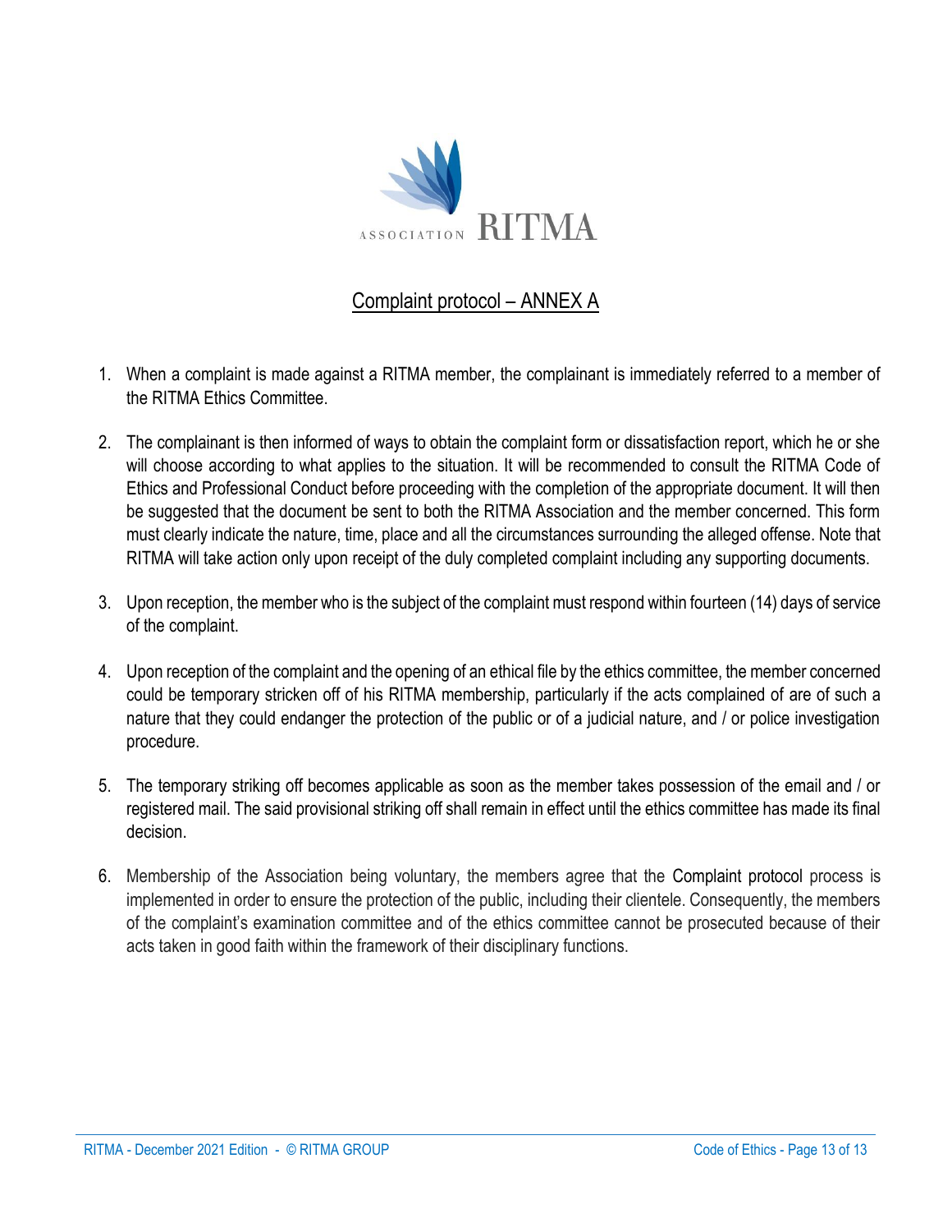ASSOCIATION RITMA

## Complaint protocol – ANNEX A

1. When a complaint is made against a RITMA member, the complainant is immediately referred to a member of the RITMA Ethics Committee.

2. The complainant is then informed of ways to obtain the complaint form or dissatisfaction report, which he or she will choose according to what applies to the situation. It will be recommended to consult the RITMA Code of Ethics and Professional Conduct before proceeding with the completion of the appropriate document. It will then be suggested that the document be sent to both the RITMA Association and the member concerned. This form must clearly indicate the nature, time, place and all the circumstances surrounding the alleged offense. Note that RITMA will take action only upon receipt of the duly completed complaint including any supporting documents.

3. Upon reception, the member who is the subject of the complaint must respond within fourteen (14) days of service of the complaint.

4. Upon reception of the complaint and the opening of an ethical file by the ethics committee, the member concerned could be temporary stricken off of his RITMA membership, particularly if the acts complained of are of such a nature that they could endanger the protection of the public or of a judicial nature, and / or police investigation procedure.

5. The temporary striking off becomes applicable as soon as the member takes possession of the email and / or registered mail. The said provisional striking off shall remain in effect until the ethics committee has made its final decision.

6. Membership of the Association being voluntary, the members agree that the Complaint protocol process is implemented in order to ensure the protection of the public, including their clientele. Consequently, the members of the complaint's examination committee and of the ethics committee cannot be prosecuted because of their acts taken in good faith within the framework of their disciplinary functions.